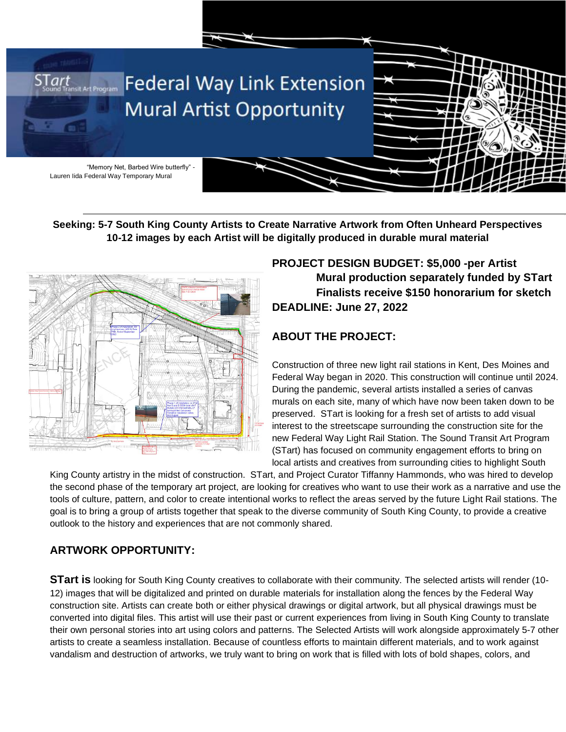# STart Sound Transit Art Program

# Federal Way Link Extension Mural Artist Opportunity

"Memory Net, Barbed Wire butterfly" - Lauren Iida Federal Way Temporary Mural

**Seeking: 5-7 South King County Artists to Create Narrative Artwork from Often Unheard Perspectives**
**10-12 images by each Artist will be digitally produced in durable mural material**

**PROJECT DESIGN BUDGET: $5,000 -per Artist**
**Mural production separately funded by STart**
**Finalists receive $150 honorarium for sketch**
**DEADLINE: June 27, 2022**

## ABOUT THE PROJECT:

Construction of three new light rail stations in Kent, Des Moines and Federal Way began in 2020. This construction will continue until 2024. During the pandemic, several artists installed a series of canvas murals on each site, many of which have now been taken down to be preserved. STart is looking for a fresh set of artists to add visual interest to the streetscape surrounding the construction site for the new Federal Way Light Rail Station. The Sound Transit Art Program (STart) has focused on community engagement efforts to bring on local artists and creatives from surrounding cities to highlight South King County artistry in the midst of construction. STart, and Project Curator Tiffanny Hammonds, who was hired to develop the second phase of the temporary art project, are looking for creatives who want to use their work as a narrative and use the tools of culture, pattern, and color to create intentional works to reflect the areas served by the future Light Rail stations. The goal is to bring a group of artists together that speak to the diverse community of South King County, to provide a creative outlook to the history and experiences that are not commonly shared.

## ARTWORK OPPORTUNITY:

**STart is** looking for South King County creatives to collaborate with their community. The selected artists will render (10-12) images that will be digitalized and printed on durable materials for installation along the fences by the Federal Way construction site. Artists can create both or either physical drawings or digital artwork, but all physical drawings must be converted into digital files. This artist will use their past or current experiences from living in South King County to translate their own personal stories into art using colors and patterns. The Selected Artists will work alongside approximately 5-7 other artists to create a seamless installation. Because of countless efforts to maintain different materials, and to work against vandalism and destruction of artworks, we truly want to bring on work that is filled with lots of bold shapes, colors, and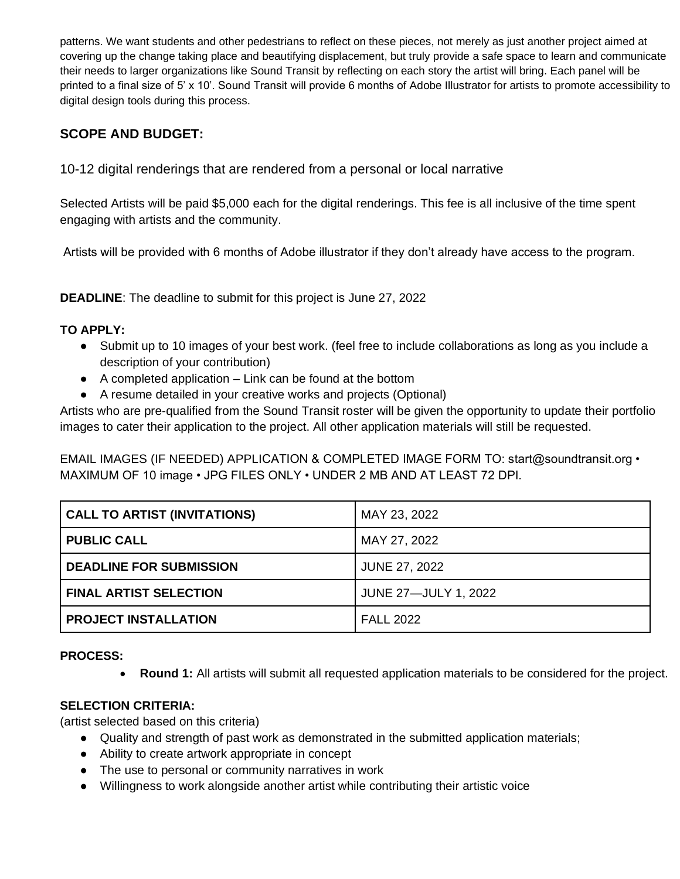patterns. We want students and other pedestrians to reflect on these pieces, not merely as just another project aimed at covering up the change taking place and beautifying displacement, but truly provide a safe space to learn and communicate their needs to larger organizations like Sound Transit by reflecting on each story the artist will bring. Each panel will be printed to a final size of 5' x 10'. Sound Transit will provide 6 months of Adobe Illustrator for artists to promote accessibility to digital design tools during this process.

## SCOPE AND BUDGET:

10-12 digital renderings that are rendered from a personal or local narrative

Selected Artists will be paid $5,000 each for the digital renderings. This fee is all inclusive of the time spent engaging with artists and the community.

Artists will be provided with 6 months of Adobe illustrator if they don't already have access to the program.

**DEADLINE**: The deadline to submit for this project is June 27, 2022

**TO APPLY:**

- Submit up to 10 images of your best work. (feel free to include collaborations as long as you include a description of your contribution)
- A completed application – Link can be found at the bottom
- A resume detailed in your creative works and projects (Optional)

Artists who are pre-qualified from the Sound Transit roster will be given the opportunity to update their portfolio images to cater their application to the project. All other application materials will still be requested.

EMAIL IMAGES (IF NEEDED) APPLICATION & COMPLETED IMAGE FORM TO: start@soundtransit.org • MAXIMUM OF 10 image • JPG FILES ONLY • UNDER 2 MB AND AT LEAST 72 DPI.

| | |
|---|---|
| **CALL TO ARTIST (INVITATIONS)** | MAY 23, 2022 |
| **PUBLIC CALL** | MAY 27, 2022 |
| **DEADLINE FOR SUBMISSION** | JUNE 27, 2022 |
| **FINAL ARTIST SELECTION** | JUNE 27—JULY 1, 2022 |
| **PROJECT INSTALLATION** | FALL 2022 |

**PROCESS:**

- **Round 1:** All artists will submit all requested application materials to be considered for the project.

**SELECTION CRITERIA:**

(artist selected based on this criteria)

- Quality and strength of past work as demonstrated in the submitted application materials;
- Ability to create artwork appropriate in concept
- The use to personal or community narratives in work
- Willingness to work alongside another artist while contributing their artistic voice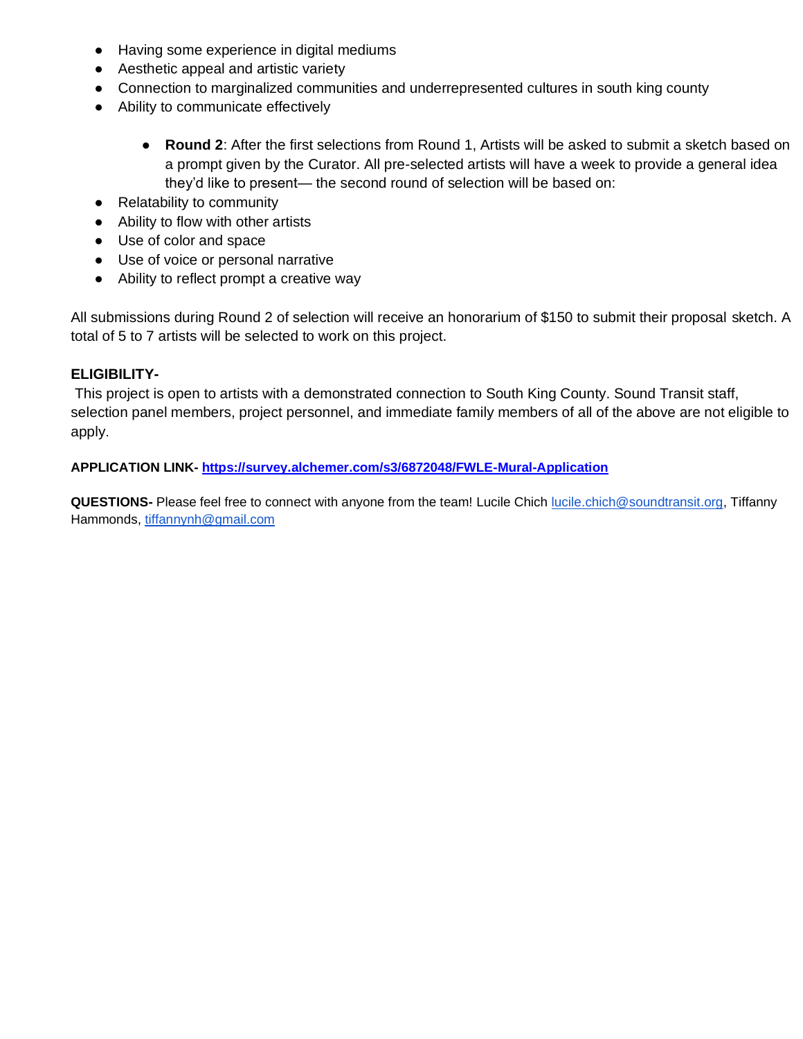- Having some experience in digital mediums
- Aesthetic appeal and artistic variety
- Connection to marginalized communities and underrepresented cultures in south king county
- Ability to communicate effectively

  - **Round 2**: After the first selections from Round 1, Artists will be asked to submit a sketch based on a prompt given by the Curator. All pre-selected artists will have a week to provide a general idea they'd like to present— the second round of selection will be based on:

- Relatability to community
- Ability to flow with other artists
- Use of color and space
- Use of voice or personal narrative
- Ability to reflect prompt a creative way

All submissions during Round 2 of selection will receive an honorarium of $150 to submit their proposal sketch. A total of 5 to 7 artists will be selected to work on this project.

**ELIGIBILITY-**

This project is open to artists with a demonstrated connection to South King County. Sound Transit staff, selection panel members, project personnel, and immediate family members of all of the above are not eligible to apply.

**APPLICATION LINK-** **https://survey.alchemer.com/s3/6872048/FWLE-Mural-Application**

**QUESTIONS-** Please feel free to connect with anyone from the team! Lucile Chich lucile.chich@soundtransit.org, Tiffanny Hammonds, tiffannynh@gmail.com